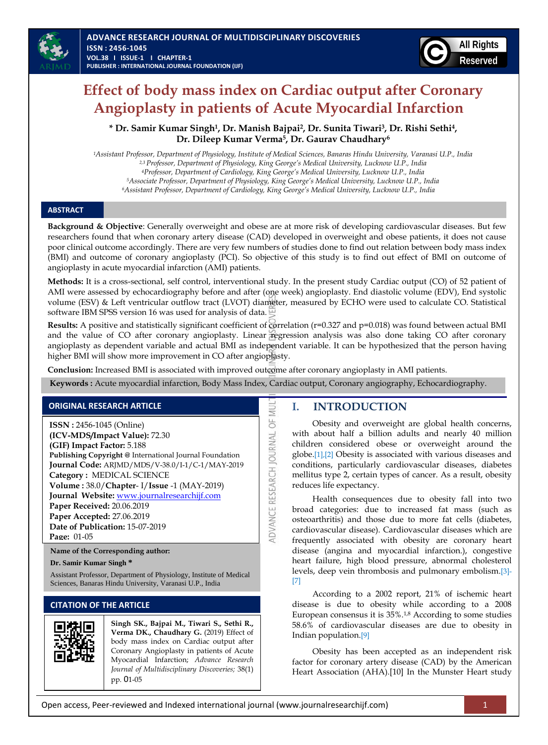# Effect of body mass index on Cardiac output after Coronary Angioplasty in patients of Acute Myocardial Infarction

**\* Dr. Samir Kumar Singh[1], Dr. Manish Bajpai[2], Dr. Sunita Tiwari[3], Dr. Rishi Sethi[4], Dr. Dileep Kumar Verma[5], Dr. Gaurav Chaudhary[6]**

*[1]Assistant Professor, Department of Physiology, Institute of Medical Sciences, Banaras Hindu University, Varanasi U.P., India*
*[2,3] Professor, Department of Physiology, King George's Medical University, Lucknow U.P., India*
*[4]Professor, Department of Cardiology, King George's Medical University, Lucknow U.P., India*
*[5]Associate Professor, Department of Physiology, King George's Medical University, Lucknow U.P., India*
*[6]Assistant Professor, Department of Cardiology, King George's Medical University, Lucknow U.P., India*

## ABSTRACT

**Background & Objective**: Generally overweight and obese are at more risk of developing cardiovascular diseases. But few researchers found that when coronary artery disease (CAD) developed in overweight and obese patients, it does not cause poor clinical outcome accordingly. There are very few numbers of studies done to find out relation between body mass index (BMI) and outcome of coronary angioplasty (PCI). So objective of this study is to find out effect of BMI on outcome of angioplasty in acute myocardial infarction (AMI) patients.

**Methods:** It is a cross-sectional, self control, interventional study. In the present study Cardiac output (CO) of 52 patient of AMI were assessed by echocardiography before and after (one week) angioplasty. End diastolic volume (EDV), End systolic volume (ESV) & Left ventricular outflow tract (LVOT) diameter, measured by ECHO were used to calculate CO. Statistical software IBM SPSS version 16 was used for analysis of data.

**Results:** A positive and statistically significant coefficient of correlation ($r=0.327$ and $p=0.018$) was found between actual BMI and the value of CO after coronary angioplasty. Linear regression analysis was also done taking CO after coronary angioplasty as dependent variable and actual BMI as independent variable. It can be hypothesized that the person having higher BMI will show more improvement in CO after angioplasty.

**Conclusion:** Increased BMI is associated with improved outcome after coronary angioplasty in AMI patients.

**Keywords :** Acute myocardial infarction, Body Mass Index, Cardiac output, Coronary angiography, Echocardiography.

## ORIGINAL RESEARCH ARTICLE

**ISSN :** 2456-1045 (Online)
**(ICV-MDS/Impact Value):** 72.30
**(GIF) Impact Factor:** 5.188
**Publishing Copyright @** International Journal Foundation
**Journal Code:** ARJMD/MDS/V-38.0/I-1/C-1/MAY-2019
**Category :** MEDICAL SCIENCE
**Volume :** 38.0/**Chapter**- I/**Issue** -1 (MAY-2019)
**Journal Website:** www.journalresearchijf.com
**Paper Received:** 20.06.2019
**Paper Accepted:** 27.06.2019
**Date of Publication:** 15-07-2019
**Page:** 01-05

**Name of the Corresponding author:**

**Dr. Samir Kumar Singh \***

Assistant Professor, Department of Physiology, Institute of Medical Sciences, Banaras Hindu University, Varanasi U.P., India

## CITATION OF THE ARTICLE

**Singh SK., Bajpai M., Tiwari S., Sethi R., Verma DK., Chaudhary G.** (2019) Effect of body mass index on Cardiac output after Coronary Angioplasty in patients of Acute Myocardial Infarction; *Advance Research Journal of Multidisciplinary Discoveries;* 38(1) pp. 01-05

## I. INTRODUCTION

Obesity and overweight are global health concerns, with about half a billion adults and nearly 40 million children considered obese or overweight around the globe.[1],[2] Obesity is associated with various diseases and conditions, particularly cardiovascular diseases, diabetes mellitus type 2, certain types of cancer. As a result, obesity reduces life expectancy.

Health consequences due to obesity fall into two broad categories: due to increased fat mass (such as osteoarthritis) and those due to more fat cells (diabetes, cardiovascular disease). Cardiovascular diseases which are frequently associated with obesity are coronary heart disease (angina and myocardial infarction.), congestive heart failure, high blood pressure, abnormal cholesterol levels, deep vein thrombosis and pulmonary embolism.[3]-[7]

According to a 2002 report, 21% of ischemic heart disease is due to obesity while according to a 2008 European consensus it is 35%.[1,8] According to some studies 58.6% of cardiovascular diseases are due to obesity in Indian population.[9]

Obesity has been accepted as an independent risk factor for coronary artery disease (CAD) by the American Heart Association (AHA).[10] In the Munster Heart study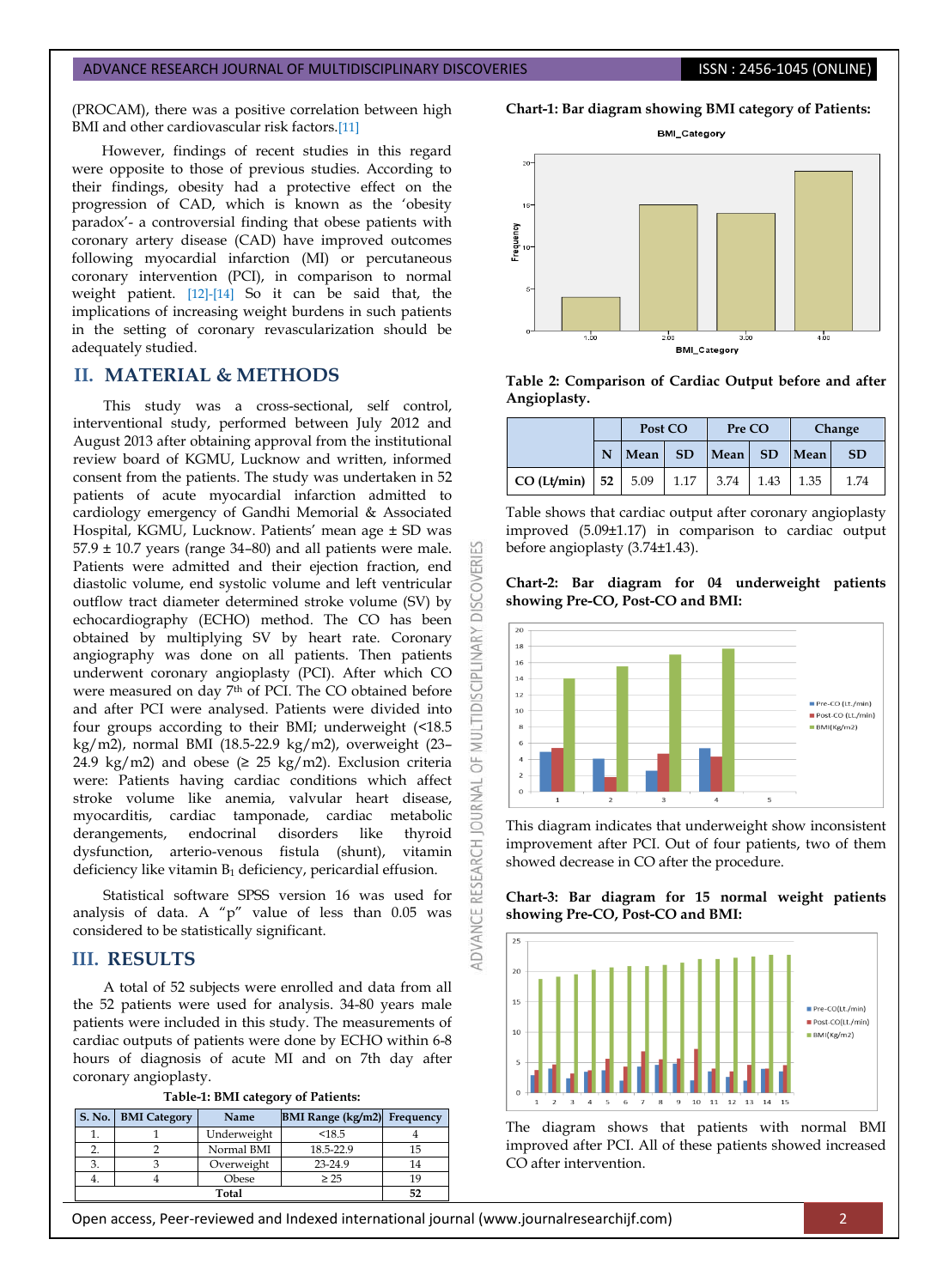(PROCAM), there was a positive correlation between high BMI and other cardiovascular risk factors.[11]

However, findings of recent studies in this regard were opposite to those of previous studies. According to their findings, obesity had a protective effect on the progression of CAD, which is known as the 'obesity paradox'- a controversial finding that obese patients with coronary artery disease (CAD) have improved outcomes following myocardial infarction (MI) or percutaneous coronary intervention (PCI), in comparison to normal weight patient. [12]-[14] So it can be said that, the implications of increasing weight burdens in such patients in the setting of coronary revascularization should be adequately studied.

## II. MATERIAL & METHODS

This study was a cross-sectional, self control, interventional study, performed between July 2012 and August 2013 after obtaining approval from the institutional review board of KGMU, Lucknow and written, informed consent from the patients. The study was undertaken in 52 patients of acute myocardial infarction admitted to cardiology emergency of Gandhi Memorial & Associated Hospital, KGMU, Lucknow. Patients' mean age ± SD was 57.9 ± 10.7 years (range 34–80) and all patients were male. Patients were admitted and their ejection fraction, end diastolic volume, end systolic volume and left ventricular outflow tract diameter determined stroke volume (SV) by echocardiography (ECHO) method. The CO has been obtained by multiplying SV by heart rate. Coronary angiography was done on all patients. Then patients underwent coronary angioplasty (PCI). After which CO were measured on day 7th of PCI. The CO obtained before and after PCI were analysed. Patients were divided into four groups according to their BMI; underweight (<18.5 kg/m2), normal BMI (18.5-22.9 kg/m2), overweight (23–24.9 kg/m2) and obese (≥ 25 kg/m2). Exclusion criteria were: Patients having cardiac conditions which affect stroke volume like anemia, valvular heart disease, myocarditis, cardiac tamponade, cardiac metabolic derangements, endocrinal disorders like thyroid dysfunction, arterio-venous fistula (shunt), vitamin deficiency like vitamin $B_1$ deficiency, pericardial effusion.

Statistical software SPSS version 16 was used for analysis of data. A "p" value of less than 0.05 was considered to be statistically significant.

## III. RESULTS

A total of 52 subjects were enrolled and data from all the 52 patients were used for analysis. 34-80 years male patients were included in this study. The measurements of cardiac outputs of patients were done by ECHO within 6-8 hours of diagnosis of acute MI and on 7th day after coronary angioplasty.

**Table-1: BMI category of Patients:**

| S. No. | BMI Category | Name | BMI Range (kg/m2) | Frequency |
|---|---|---|---|---|
| 1. | 1 | Underweight | <18.5 | 4 |
| 2. | 2 | Normal BMI | 18.5-22.9 | 15 |
| 3. | 3 | Overweight | 23-24.9 | 14 |
| 4. | 4 | Obese | ≥ 25 | 19 |
| Total | | | | 52 |

**Chart-1: Bar diagram showing BMI category of Patients:**

BMI_Category

Frequency

0, 5, 10, 15, 20

1.00, 2.00, 3.00, 4.00

BMI_Category

**Table 2: Comparison of Cardiac Output before and after Angioplasty.**

| | | Post CO | | Pre CO | | Change | |
|---|---|---|---|---|---|---|---|
| | N | Mean | SD | Mean | SD | Mean | SD |
| CO (Lt/min) | 52 | 5.09 | 1.17 | 3.74 | 1.43 | 1.35 | 1.74 |

Table shows that cardiac output after coronary angioplasty improved (5.09±1.17) in comparison to cardiac output before angioplasty (3.74±1.43).

**Chart-2: Bar diagram for 04 underweight patients showing Pre-CO, Post-CO and BMI:**

0, 2, 4, 6, 8, 10, 12, 14, 16, 18, 20

1, 2, 3, 4, 5

Pre-CO (Lt./min)
Post-CO (Lt./min)
BMI(Kg/m2)

This diagram indicates that underweight show inconsistent improvement after PCI. Out of four patients, two of them showed decrease in CO after the procedure.

**Chart-3: Bar diagram for 15 normal weight patients showing Pre-CO, Post-CO and BMI:**

0, 5, 10, 15, 20, 25

1, 2, 3, 4, 5, 6, 7, 8, 9, 10, 11, 12, 13, 14, 15

Pre-CO(Lt./min)
Post-CO(Lt./min)
BMI(Kg/m2)

The diagram shows that patients with normal BMI improved after PCI. All of these patients showed increased CO after intervention.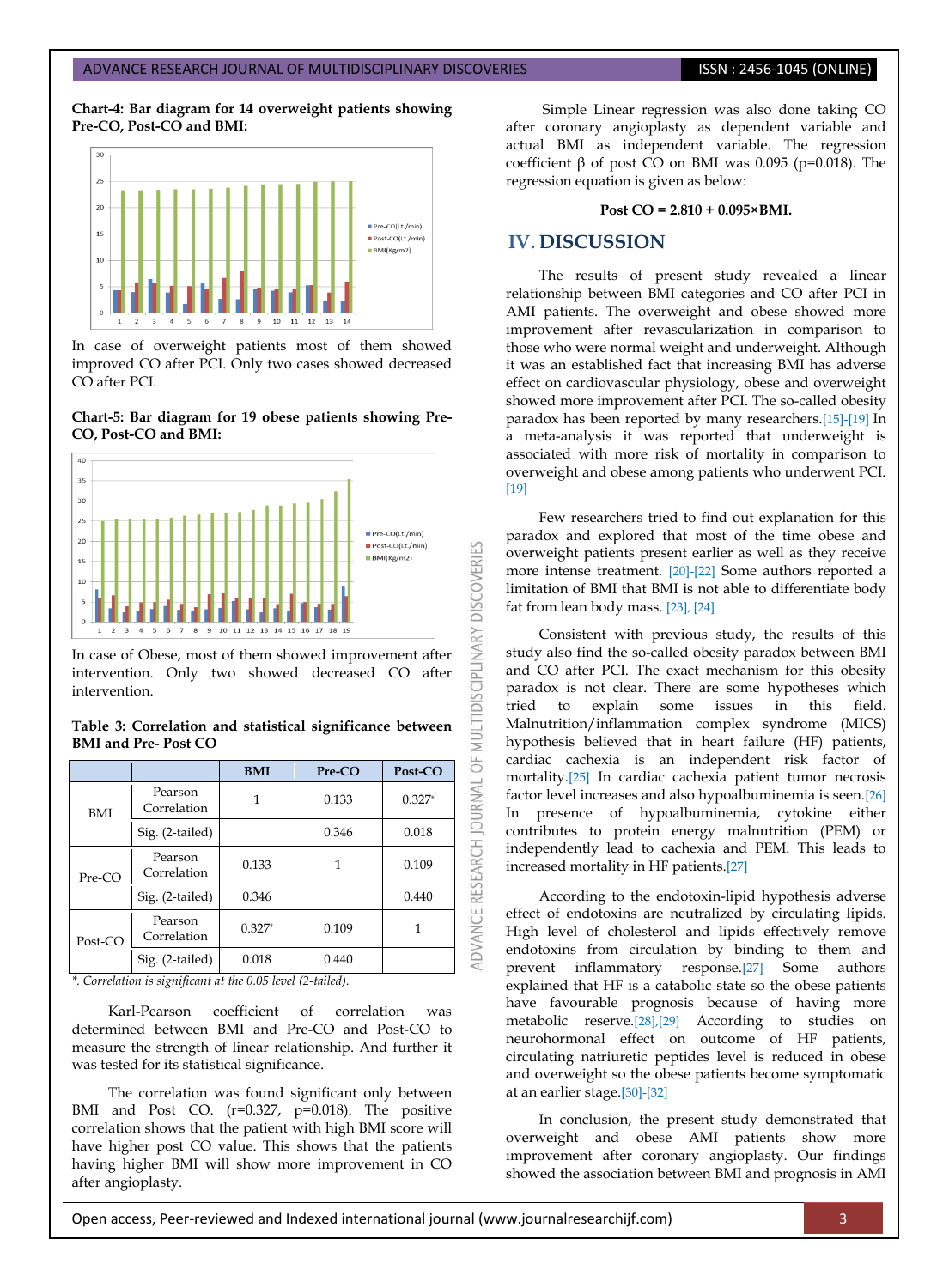**Chart-4: Bar diagram for 14 overweight patients showing Pre-CO, Post-CO and BMI:**

30
25
20
15
10
5
0
1 2 3 4 5 6 7 8 9 10 11 12 13 14
Pre-CO(Lt./min)
Post-CO(Lt./min)
BMI(Kg/m2)

In case of overweight patients most of them showed improved CO after PCI. Only two cases showed decreased CO after PCI.

**Chart-5: Bar diagram for 19 obese patients showing Pre-CO, Post-CO and BMI:**

40
35
30
25
20
15
10
5
0
1 2 3 4 5 6 7 8 9 10 11 12 13 14 15 16 17 18 19
Pre-CO(Lt./min)
Post-CO(Lt./min)
BMI(Kg/m2)

In case of Obese, most of them showed improvement after intervention. Only two showed decreased CO after intervention.

**Table 3: Correlation and statistical significance between BMI and Pre- Post CO**

| | | BMI | Pre-CO | Post-CO |
|---|---|---|---|---|
| BMI | Pearson Correlation | 1 | 0.133 | 0.327* |
| | Sig. (2-tailed) | | 0.346 | 0.018 |
| Pre-CO | Pearson Correlation | 0.133 | 1 | 0.109 |
| | Sig. (2-tailed) | 0.346 | | 0.440 |
| Post-CO | Pearson Correlation | 0.327* | 0.109 | 1 |
| | Sig. (2-tailed) | 0.018 | 0.440 | |

*\*. Correlation is significant at the 0.05 level (2-tailed).*

Karl-Pearson coefficient of correlation was determined between BMI and Pre-CO and Post-CO to measure the strength of linear relationship. And further it was tested for its statistical significance.

The correlation was found significant only between BMI and Post CO. ($r=0.327$, $p=0.018$). The positive correlation shows that the patient with high BMI score will have higher post CO value. This shows that the patients having higher BMI will show more improvement in CO after angioplasty.

Simple Linear regression was also done taking CO after coronary angioplasty as dependent variable and actual BMI as independent variable. The regression coefficient $\beta$ of post CO on BMI was 0.095 ($p=0.018$). The regression equation is given as below:

$$\text{Post CO} = 2.810 + 0.095 \times \text{BMI}.$$

## IV. DISCUSSION

The results of present study revealed a linear relationship between BMI categories and CO after PCI in AMI patients. The overweight and obese showed more improvement after revascularization in comparison to those who were normal weight and underweight. Although it was an established fact that increasing BMI has adverse effect on cardiovascular physiology, obese and overweight showed more improvement after PCI. The so-called obesity paradox has been reported by many researchers.[15]-[19] In a meta-analysis it was reported that underweight is associated with more risk of mortality in comparison to overweight and obese among patients who underwent PCI. [19]

Few researchers tried to find out explanation for this paradox and explored that most of the time obese and overweight patients present earlier as well as they receive more intense treatment. [20]-[22] Some authors reported a limitation of BMI that BMI is not able to differentiate body fat from lean body mass. [23], [24]

Consistent with previous study, the results of this study also find the so-called obesity paradox between BMI and CO after PCI. The exact mechanism for this obesity paradox is not clear. There are some hypotheses which tried to explain some issues in this field. Malnutrition/inflammation complex syndrome (MICS) hypothesis believed that in heart failure (HF) patients, cardiac cachexia is an independent risk factor of mortality.[25] In cardiac cachexia patient tumor necrosis factor level increases and also hypoalbuminemia is seen.[26] In presence of hypoalbuminemia, cytokine either contributes to protein energy malnutrition (PEM) or independently lead to cachexia and PEM. This leads to increased mortality in HF patients.[27]

According to the endotoxin-lipid hypothesis adverse effect of endotoxins are neutralized by circulating lipids. High level of cholesterol and lipids effectively remove endotoxins from circulation by binding to them and prevent inflammatory response.[27] Some authors explained that HF is a catabolic state so the obese patients have favourable prognosis because of having more metabolic reserve.[28],[29] According to studies on neurohormonal effect on outcome of HF patients, circulating natriuretic peptides level is reduced in obese and overweight so the obese patients become symptomatic at an earlier stage.[30]-[32]

In conclusion, the present study demonstrated that overweight and obese AMI patients show more improvement after coronary angioplasty. Our findings showed the association between BMI and prognosis in AMI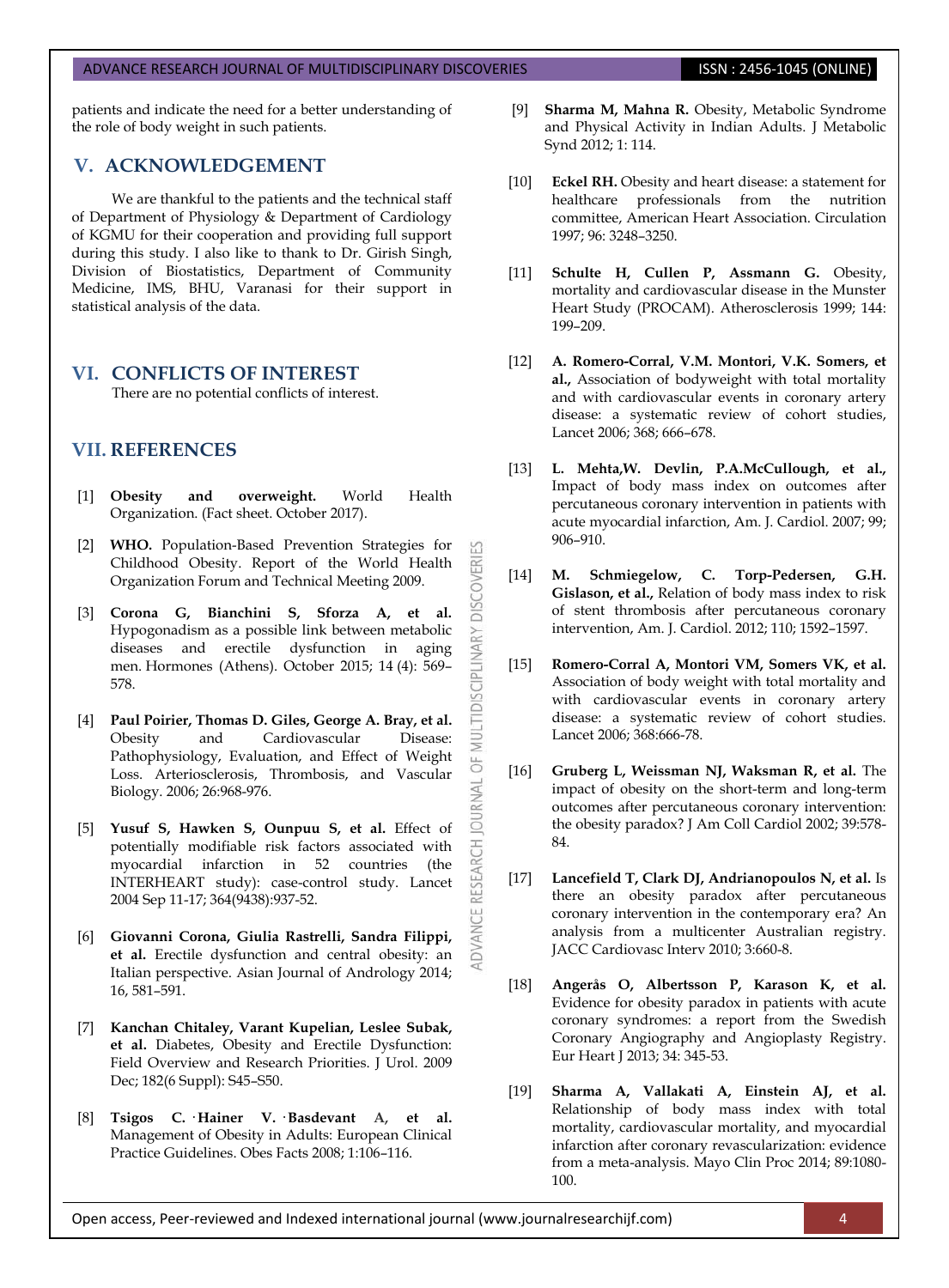patients and indicate the need for a better understanding of the role of body weight in such patients.

## V. ACKNOWLEDGEMENT

We are thankful to the patients and the technical staff of Department of Physiology & Department of Cardiology of KGMU for their cooperation and providing full support during this study. I also like to thank to Dr. Girish Singh, Division of Biostatistics, Department of Community Medicine, IMS, BHU, Varanasi for their support in statistical analysis of the data.

## VI. CONFLICTS OF INTEREST

There are no potential conflicts of interest.

## VII. REFERENCES

[1] **Obesity and overweight.** World Health Organization. (Fact sheet. October 2017).

[2] **WHO.** Population-Based Prevention Strategies for Childhood Obesity. Report of the World Health Organization Forum and Technical Meeting 2009.

[3] **Corona G, Bianchini S, Sforza A, et al.** Hypogonadism as a possible link between metabolic diseases and erectile dysfunction in aging men. Hormones (Athens). October 2015; 14 (4): 569–578.

[4] **Paul Poirier, Thomas D. Giles, George A. Bray, et al.** Obesity and Cardiovascular Disease: Pathophysiology, Evaluation, and Effect of Weight Loss. Arteriosclerosis, Thrombosis, and Vascular Biology. 2006; 26:968-976.

[5] **Yusuf S, Hawken S, Ounpuu S, et al.** Effect of potentially modifiable risk factors associated with myocardial infarction in 52 countries (the INTERHEART study): case-control study. Lancet 2004 Sep 11-17; 364(9438):937-52.

[6] **Giovanni Corona, Giulia Rastrelli, Sandra Filippi, et al.** Erectile dysfunction and central obesity: an Italian perspective. Asian Journal of Andrology 2014; 16, 581–591.

[7] **Kanchan Chitaley, Varant Kupelian, Leslee Subak, et al.** Diabetes, Obesity and Erectile Dysfunction: Field Overview and Research Priorities. J Urol. 2009 Dec; 182(6 Suppl): S45–S50.

[8] **Tsigos C. · Hainer V. · Basdevant A, et al.** Management of Obesity in Adults: European Clinical Practice Guidelines. Obes Facts 2008; 1:106–116.

[9] **Sharma M, Mahna R.** Obesity, Metabolic Syndrome and Physical Activity in Indian Adults. J Metabolic Synd 2012; 1: 114.

[10] **Eckel RH.** Obesity and heart disease: a statement for healthcare professionals from the nutrition committee, American Heart Association. Circulation 1997; 96: 3248–3250.

[11] **Schulte H, Cullen P, Assmann G.** Obesity, mortality and cardiovascular disease in the Munster Heart Study (PROCAM). Atherosclerosis 1999; 144: 199–209.

[12] **A. Romero-Corral, V.M. Montori, V.K. Somers, et al.,** Association of bodyweight with total mortality and with cardiovascular events in coronary artery disease: a systematic review of cohort studies, Lancet 2006; 368; 666–678.

[13] **L. Mehta,W. Devlin, P.A.McCullough, et al.,** Impact of body mass index on outcomes after percutaneous coronary intervention in patients with acute myocardial infarction, Am. J. Cardiol. 2007; 99; 906–910.

[14] **M. Schmiegelow, C. Torp-Pedersen, G.H. Gislason, et al.,** Relation of body mass index to risk of stent thrombosis after percutaneous coronary intervention, Am. J. Cardiol. 2012; 110; 1592–1597.

[15] **Romero-Corral A, Montori VM, Somers VK, et al.** Association of body weight with total mortality and with cardiovascular events in coronary artery disease: a systematic review of cohort studies. Lancet 2006; 368:666-78.

[16] **Gruberg L, Weissman NJ, Waksman R, et al.** The impact of obesity on the short-term and long-term outcomes after percutaneous coronary intervention: the obesity paradox? J Am Coll Cardiol 2002; 39:578-84.

[17] **Lancefield T, Clark DJ, Andrianopoulos N, et al.** Is there an obesity paradox after percutaneous coronary intervention in the contemporary era? An analysis from a multicenter Australian registry. JACC Cardiovasc Interv 2010; 3:660-8.

[18] **Angerås O, Albertsson P, Karason K, et al.** Evidence for obesity paradox in patients with acute coronary syndromes: a report from the Swedish Coronary Angiography and Angioplasty Registry. Eur Heart J 2013; 34: 345-53.

[19] **Sharma A, Vallakati A, Einstein AJ, et al.** Relationship of body mass index with total mortality, cardiovascular mortality, and myocardial infarction after coronary revascularization: evidence from a meta-analysis. Mayo Clin Proc 2014; 89:1080-100.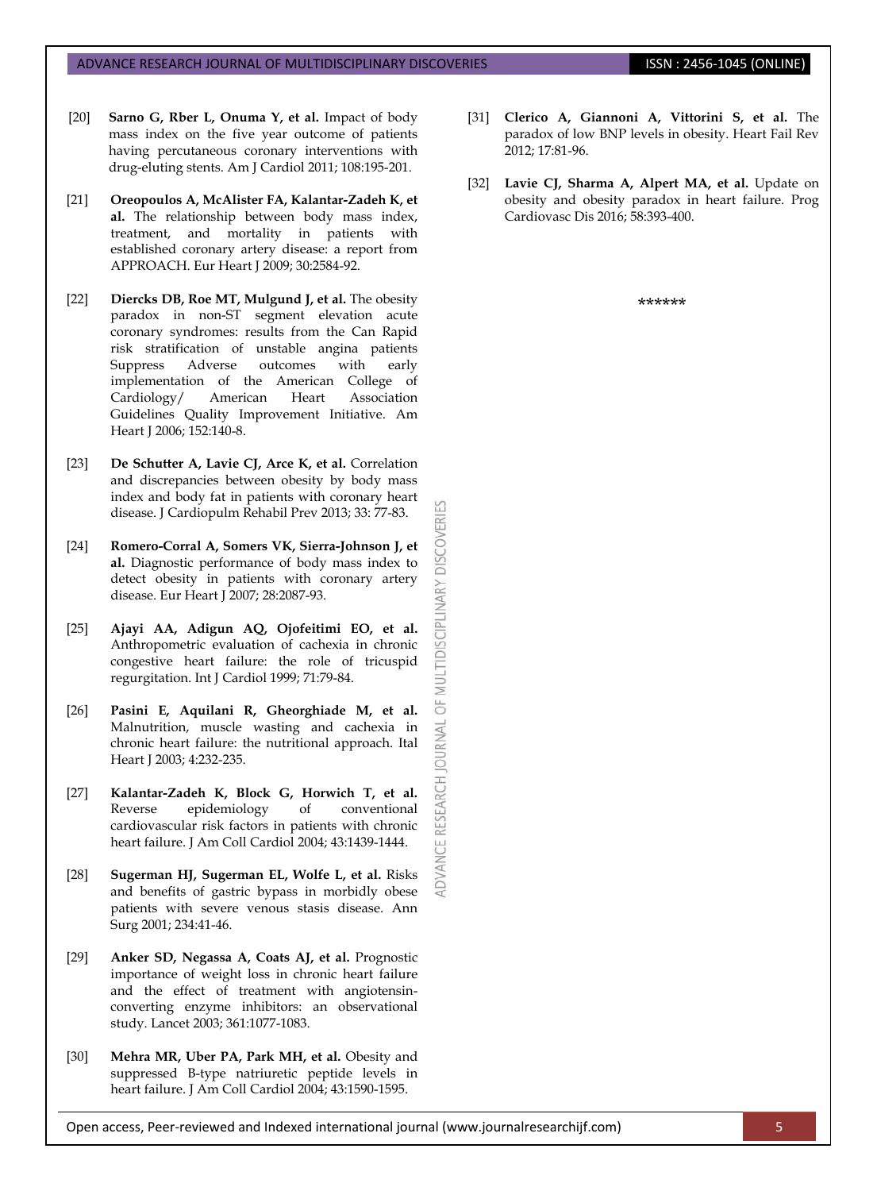[20] **Sarno G, Rber L, Onuma Y, et al.** Impact of body mass index on the five year outcome of patients having percutaneous coronary interventions with drug-eluting stents. Am J Cardiol 2011; 108:195-201.

[21] **Oreopoulos A, McAlister FA, Kalantar-Zadeh K, et al.** The relationship between body mass index, treatment, and mortality in patients with established coronary artery disease: a report from APPROACH. Eur Heart J 2009; 30:2584-92.

[22] **Diercks DB, Roe MT, Mulgund J, et al.** The obesity paradox in non-ST segment elevation acute coronary syndromes: results from the Can Rapid risk stratification of unstable angina patients Suppress Adverse outcomes with early implementation of the American College of Cardiology/ American Heart Association Guidelines Quality Improvement Initiative. Am Heart J 2006; 152:140-8.

[23] **De Schutter A, Lavie CJ, Arce K, et al.** Correlation and discrepancies between obesity by body mass index and body fat in patients with coronary heart disease. J Cardiopulm Rehabil Prev 2013; 33: 77-83.

[24] **Romero-Corral A, Somers VK, Sierra-Johnson J, et al.** Diagnostic performance of body mass index to detect obesity in patients with coronary artery disease. Eur Heart J 2007; 28:2087-93.

[25] **Ajayi AA, Adigun AQ, Ojofeitimi EO, et al.** Anthropometric evaluation of cachexia in chronic congestive heart failure: the role of tricuspid regurgitation. Int J Cardiol 1999; 71:79-84.

[26] **Pasini E, Aquilani R, Gheorghiade M, et al.** Malnutrition, muscle wasting and cachexia in chronic heart failure: the nutritional approach. Ital Heart J 2003; 4:232-235.

[27] **Kalantar-Zadeh K, Block G, Horwich T, et al.** Reverse epidemiology of conventional cardiovascular risk factors in patients with chronic heart failure. J Am Coll Cardiol 2004; 43:1439-1444.

[28] **Sugerman HJ, Sugerman EL, Wolfe L, et al.** Risks and benefits of gastric bypass in morbidly obese patients with severe venous stasis disease. Ann Surg 2001; 234:41-46.

[29] **Anker SD, Negassa A, Coats AJ, et al.** Prognostic importance of weight loss in chronic heart failure and the effect of treatment with angiotensin-converting enzyme inhibitors: an observational study. Lancet 2003; 361:1077-1083.

[30] **Mehra MR, Uber PA, Park MH, et al.** Obesity and suppressed B-type natriuretic peptide levels in heart failure. J Am Coll Cardiol 2004; 43:1590-1595.

[31] **Clerico A, Giannoni A, Vittorini S, et al.** The paradox of low BNP levels in obesity. Heart Fail Rev 2012; 17:81-96.

[32] **Lavie CJ, Sharma A, Alpert MA, et al.** Update on obesity and obesity paradox in heart failure. Prog Cardiovasc Dis 2016; 58:393-400.

******